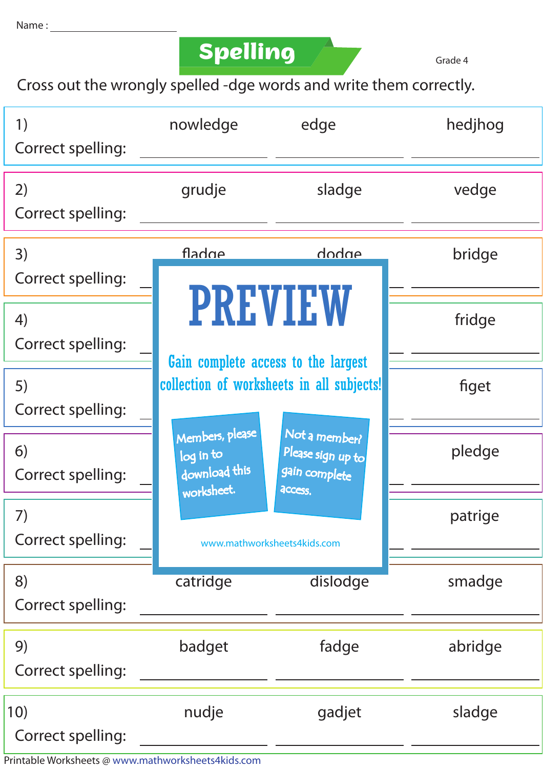Name : ____________________

# Spelling

Grade 4

Cross out the wrongly spelled -dge words and write them correctly.

1) nowledge | edge | hedjhog

Correct spelling: ____________ ____________ ____________

2) grudje | sladge | vedge

Correct spelling: ____________ ____________ ____________

3) fladge | dodge | bridge

Correct spelling: ____________ ____________ ____________

4) fridge

Correct spelling: ____________ ____________ ____________

5) figet

Correct spelling: ____________ ____________ ____________

6) pledge

Correct spelling: ____________ ____________ ____________

7) patrige

Correct spelling: ____________ ____________ ____________

PREVIEW

Gain complete access to the largest collection of worksheets in all subjects!

Members, please log in to download this worksheet.

Not a member? Please sign up to gain complete access.

www.mathworksheets4kids.com

8) catridge | dislodge | smadge

Correct spelling: ____________ ____________ ____________

9) badget | fadge | abridge

Correct spelling: ____________ ____________ ____________

10) nudje | gadjet | sladge

Correct spelling: ____________ ____________ ____________

Printable Worksheets @ www.mathworksheets4kids.com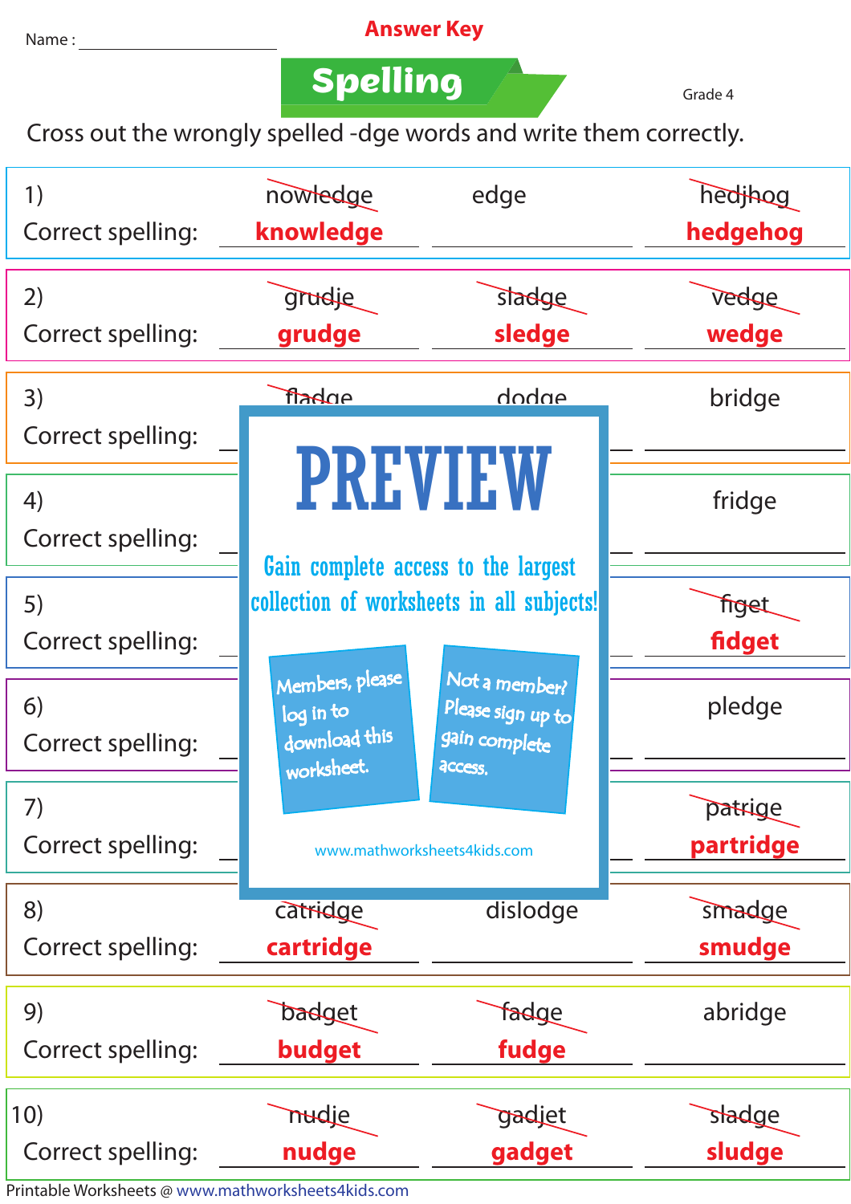Name : ____________________

**Answer Key**

# Spelling

Grade 4

Cross out the wrongly spelled -dge words and write them correctly.

| | | | |
|---|---|---|---|
| 1) | ~~nowledge~~ | edge | ~~hedjhog~~ |
| Correct spelling: | **knowledge** | | **hedgehog** |
| 2) | ~~grudje~~ | ~~sladge~~ | ~~vedge~~ |
| Correct spelling: | **grudge** | **sledge** | **wedge** |
| 3) | ~~fladge~~ | dodge | bridge |
| Correct spelling: | | | |
| 4) | | | fridge |
| Correct spelling: | | | |
| 5) | | | ~~figet~~ |
| Correct spelling: | | | **fidget** |
| 6) | | | pledge |
| Correct spelling: | | | |
| 7) | | | ~~patrige~~ |
| Correct spelling: | | | **partridge** |
| 8) | ~~catridge~~ | dislodge | ~~smadge~~ |
| Correct spelling: | **cartridge** | | **smudge** |
| 9) | ~~badget~~ | ~~fadge~~ | abridge |
| Correct spelling: | **budget** | **fudge** | |
| 10) | ~~nudje~~ | ~~gadjet~~ | ~~sladge~~ |
| Correct spelling: | **nudge** | **gadget** | **sludge** |

PREVIEW

Gain complete access to the largest collection of worksheets in all subjects!

Members, please log in to download this worksheet.

Not a member? Please sign up to gain complete access.

www.mathworksheets4kids.com

Printable Worksheets @ www.mathworksheets4kids.com